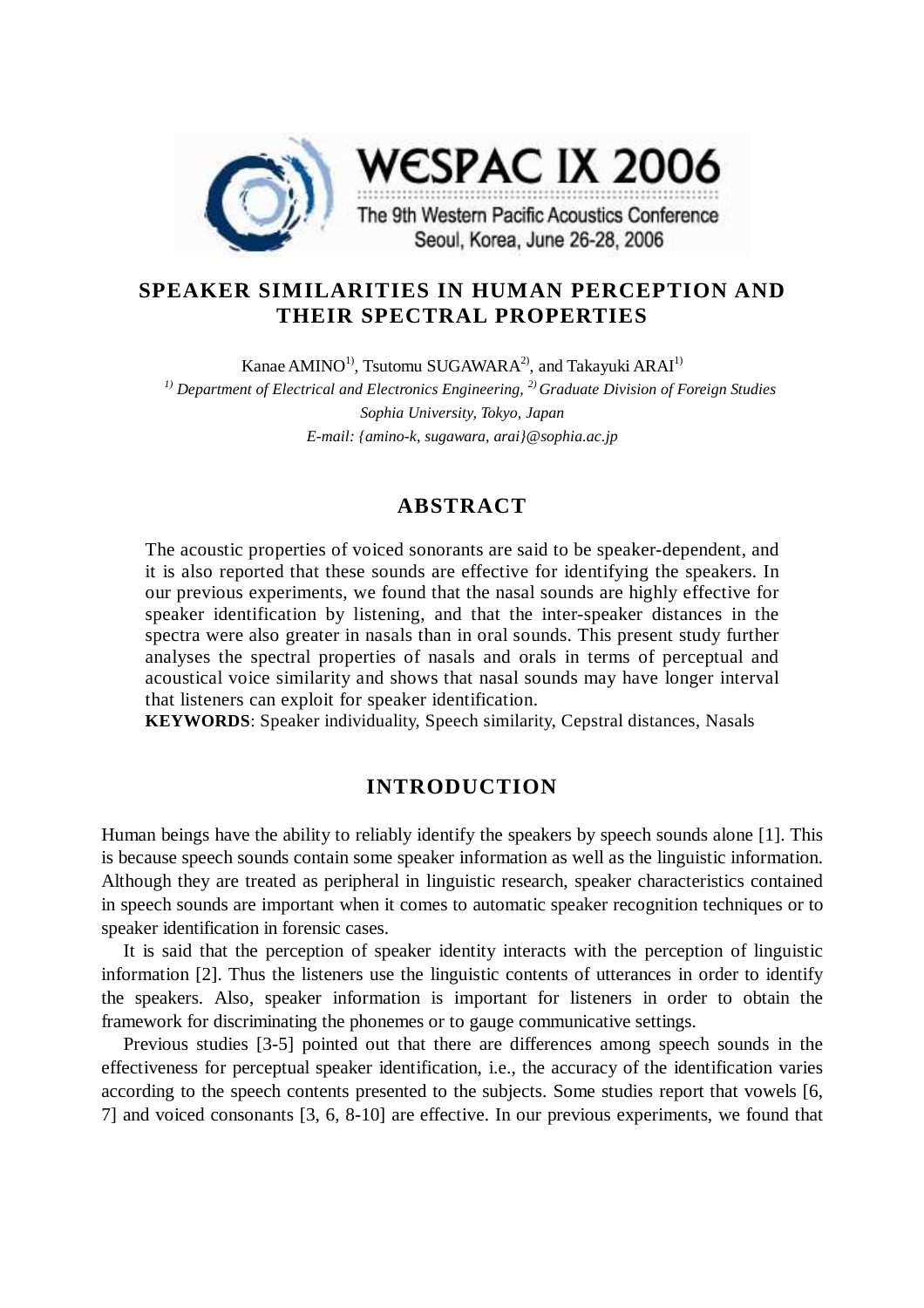# SPEAKER SIMILARITIES IN HUMAN PERCEPTION AND THEIR SPECTRAL PROPERTIES

Kanae AMINO[1], Tsutomu SUGAWARA[2], and Takayuki ARAI[1]

*[1] Department of Electrical and Electronics Engineering, [2] Graduate Division of Foreign Studies*
*Sophia University, Tokyo, Japan*
*E-mail: {amino-k, sugawara, arai}@sophia.ac.jp*

## ABSTRACT

The acoustic properties of voiced sonorants are said to be speaker-dependent, and it is also reported that these sounds are effective for identifying the speakers. In our previous experiments, we found that the nasal sounds are highly effective for speaker identification by listening, and that the inter-speaker distances in the spectra were also greater in nasals than in oral sounds. This present study further analyses the spectral properties of nasals and orals in terms of perceptual and acoustical voice similarity and shows that nasal sounds may have longer interval that listeners can exploit for speaker identification.

**KEYWORDS**: Speaker individuality, Speech similarity, Cepstral distances, Nasals

## INTRODUCTION

Human beings have the ability to reliably identify the speakers by speech sounds alone [1]. This is because speech sounds contain some speaker information as well as the linguistic information. Although they are treated as peripheral in linguistic research, speaker characteristics contained in speech sounds are important when it comes to automatic speaker recognition techniques or to speaker identification in forensic cases.

It is said that the perception of speaker identity interacts with the perception of linguistic information [2]. Thus the listeners use the linguistic contents of utterances in order to identify the speakers. Also, speaker information is important for listeners in order to obtain the framework for discriminating the phonemes or to gauge communicative settings.

Previous studies [3-5] pointed out that there are differences among speech sounds in the effectiveness for perceptual speaker identification, i.e., the accuracy of the identification varies according to the speech contents presented to the subjects. Some studies report that vowels [6, 7] and voiced consonants [3, 6, 8-10] are effective. In our previous experiments, we found that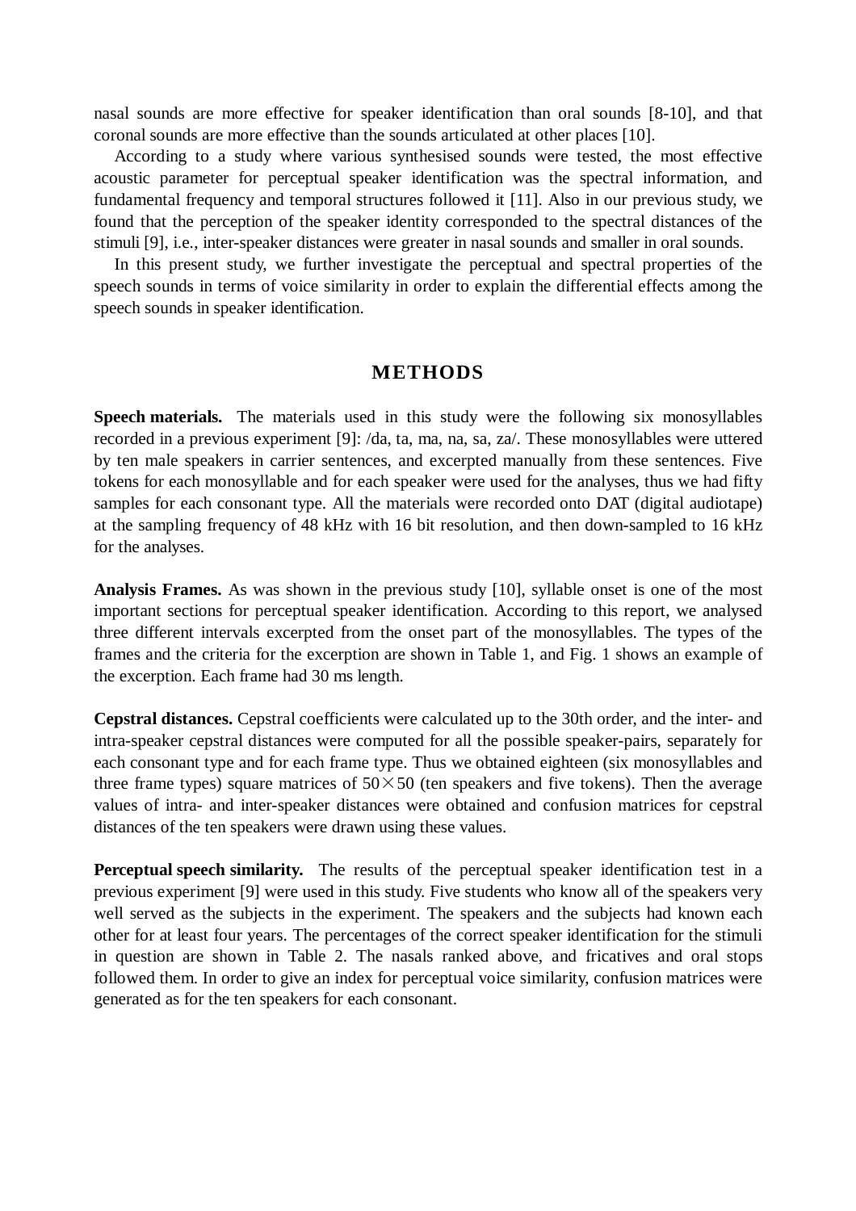nasal sounds are more effective for speaker identification than oral sounds [8-10], and that coronal sounds are more effective than the sounds articulated at other places [10].

According to a study where various synthesised sounds were tested, the most effective acoustic parameter for perceptual speaker identification was the spectral information, and fundamental frequency and temporal structures followed it [11]. Also in our previous study, we found that the perception of the speaker identity corresponded to the spectral distances of the stimuli [9], i.e., inter-speaker distances were greater in nasal sounds and smaller in oral sounds.

In this present study, we further investigate the perceptual and spectral properties of the speech sounds in terms of voice similarity in order to explain the differential effects among the speech sounds in speaker identification.

## METHODS

**Speech materials.** The materials used in this study were the following six monosyllables recorded in a previous experiment [9]: /da, ta, ma, na, sa, za/. These monosyllables were uttered by ten male speakers in carrier sentences, and excerpted manually from these sentences. Five tokens for each monosyllable and for each speaker were used for the analyses, thus we had fifty samples for each consonant type. All the materials were recorded onto DAT (digital audiotape) at the sampling frequency of 48 kHz with 16 bit resolution, and then down-sampled to 16 kHz for the analyses.

**Analysis Frames.** As was shown in the previous study [10], syllable onset is one of the most important sections for perceptual speaker identification. According to this report, we analysed three different intervals excerpted from the onset part of the monosyllables. The types of the frames and the criteria for the excerption are shown in Table 1, and Fig. 1 shows an example of the excerption. Each frame had 30 ms length.

**Cepstral distances.** Cepstral coefficients were calculated up to the 30th order, and the inter- and intra-speaker cepstral distances were computed for all the possible speaker-pairs, separately for each consonant type and for each frame type. Thus we obtained eighteen (six monosyllables and three frame types) square matrices of $50 \times 50$ (ten speakers and five tokens). Then the average values of intra- and inter-speaker distances were obtained and confusion matrices for cepstral distances of the ten speakers were drawn using these values.

**Perceptual speech similarity.** The results of the perceptual speaker identification test in a previous experiment [9] were used in this study. Five students who know all of the speakers very well served as the subjects in the experiment. The speakers and the subjects had known each other for at least four years. The percentages of the correct speaker identification for the stimuli in question are shown in Table 2. The nasals ranked above, and fricatives and oral stops followed them. In order to give an index for perceptual voice similarity, confusion matrices were generated as for the ten speakers for each consonant.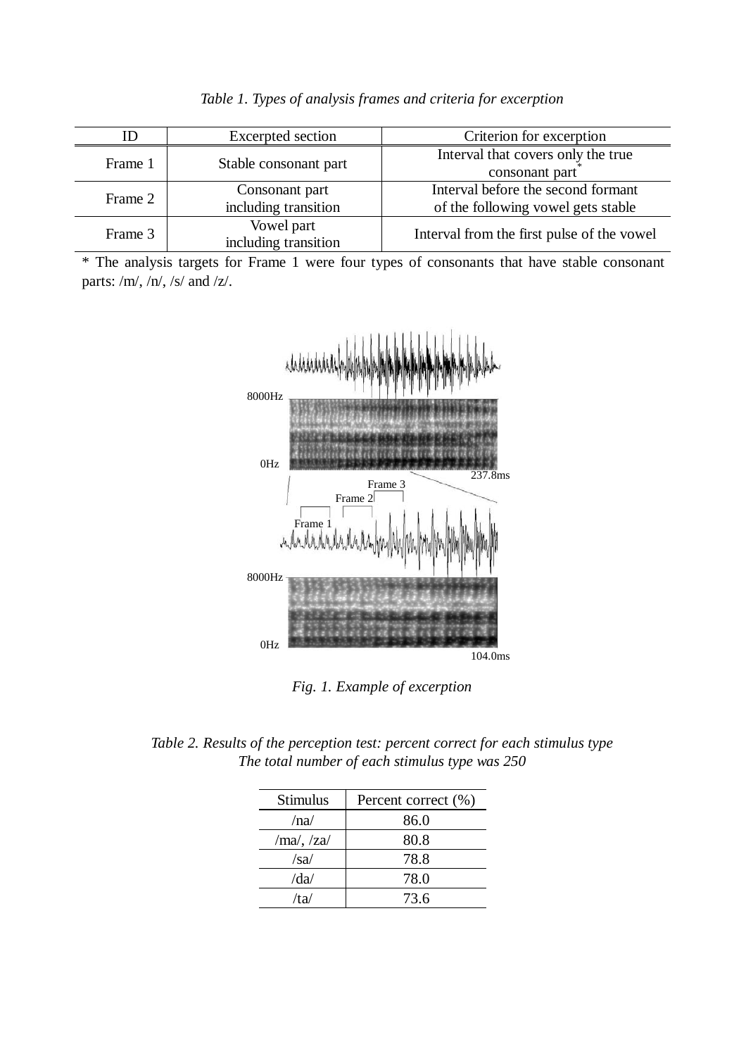*Table 1. Types of analysis frames and criteria for excerption*

| ID | Excerpted section | Criterion for excerption |
| --- | --- | --- |
| Frame 1 | Stable consonant part | Interval that covers only the true consonant part* |
| Frame 2 | Consonant part including transition | Interval before the second formant of the following vowel gets stable |
| Frame 3 | Vowel part including transition | Interval from the first pulse of the vowel |

* The analysis targets for Frame 1 were four types of consonants that have stable consonant parts: /m/, /n/, /s/ and /z/.

*Fig. 1. Example of excerption*

*Table 2. Results of the perception test: percent correct for each stimulus type*
*The total number of each stimulus type was 250*

| Stimulus | Percent correct (%) |
| --- | --- |
| /na/ | 86.0 |
| /ma/, /za/ | 80.8 |
| /sa/ | 78.8 |
| /da/ | 78.0 |
| /ta/ | 73.6 |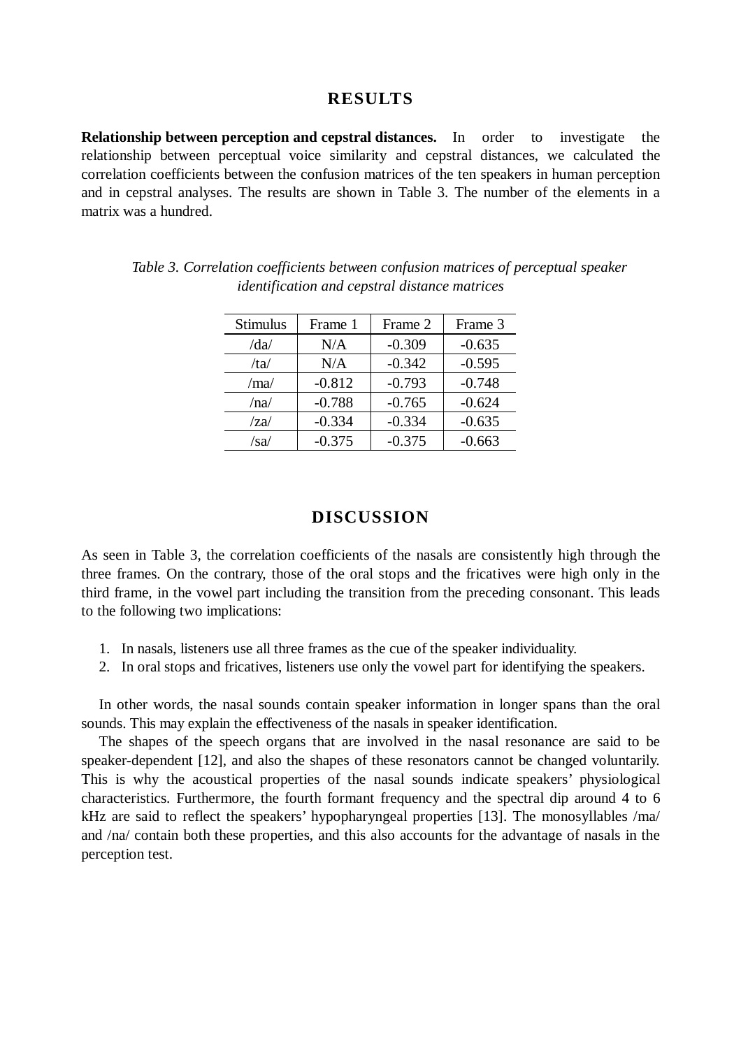## RESULTS

**Relationship between perception and cepstral distances.** In order to investigate the relationship between perceptual voice similarity and cepstral distances, we calculated the correlation coefficients between the confusion matrices of the ten speakers in human perception and in cepstral analyses. The results are shown in Table 3. The number of the elements in a matrix was a hundred.

*Table 3. Correlation coefficients between confusion matrices of perceptual speaker identification and cepstral distance matrices*

| Stimulus | Frame 1 | Frame 2 | Frame 3 |
|---|---|---|---|
| /da/ | N/A | -0.309 | -0.635 |
| /ta/ | N/A | -0.342 | -0.595 |
| /ma/ | -0.812 | -0.793 | -0.748 |
| /na/ | -0.788 | -0.765 | -0.624 |
| /za/ | -0.334 | -0.334 | -0.635 |
| /sa/ | -0.375 | -0.375 | -0.663 |

## DISCUSSION

As seen in Table 3, the correlation coefficients of the nasals are consistently high through the three frames. On the contrary, those of the oral stops and the fricatives were high only in the third frame, in the vowel part including the transition from the preceding consonant. This leads to the following two implications:

1. In nasals, listeners use all three frames as the cue of the speaker individuality.
2. In oral stops and fricatives, listeners use only the vowel part for identifying the speakers.

In other words, the nasal sounds contain speaker information in longer spans than the oral sounds. This may explain the effectiveness of the nasals in speaker identification.

The shapes of the speech organs that are involved in the nasal resonance are said to be speaker-dependent [12], and also the shapes of these resonators cannot be changed voluntarily. This is why the acoustical properties of the nasal sounds indicate speakers' physiological characteristics. Furthermore, the fourth formant frequency and the spectral dip around 4 to 6 kHz are said to reflect the speakers' hypopharyngeal properties [13]. The monosyllables /ma/ and /na/ contain both these properties, and this also accounts for the advantage of nasals in the perception test.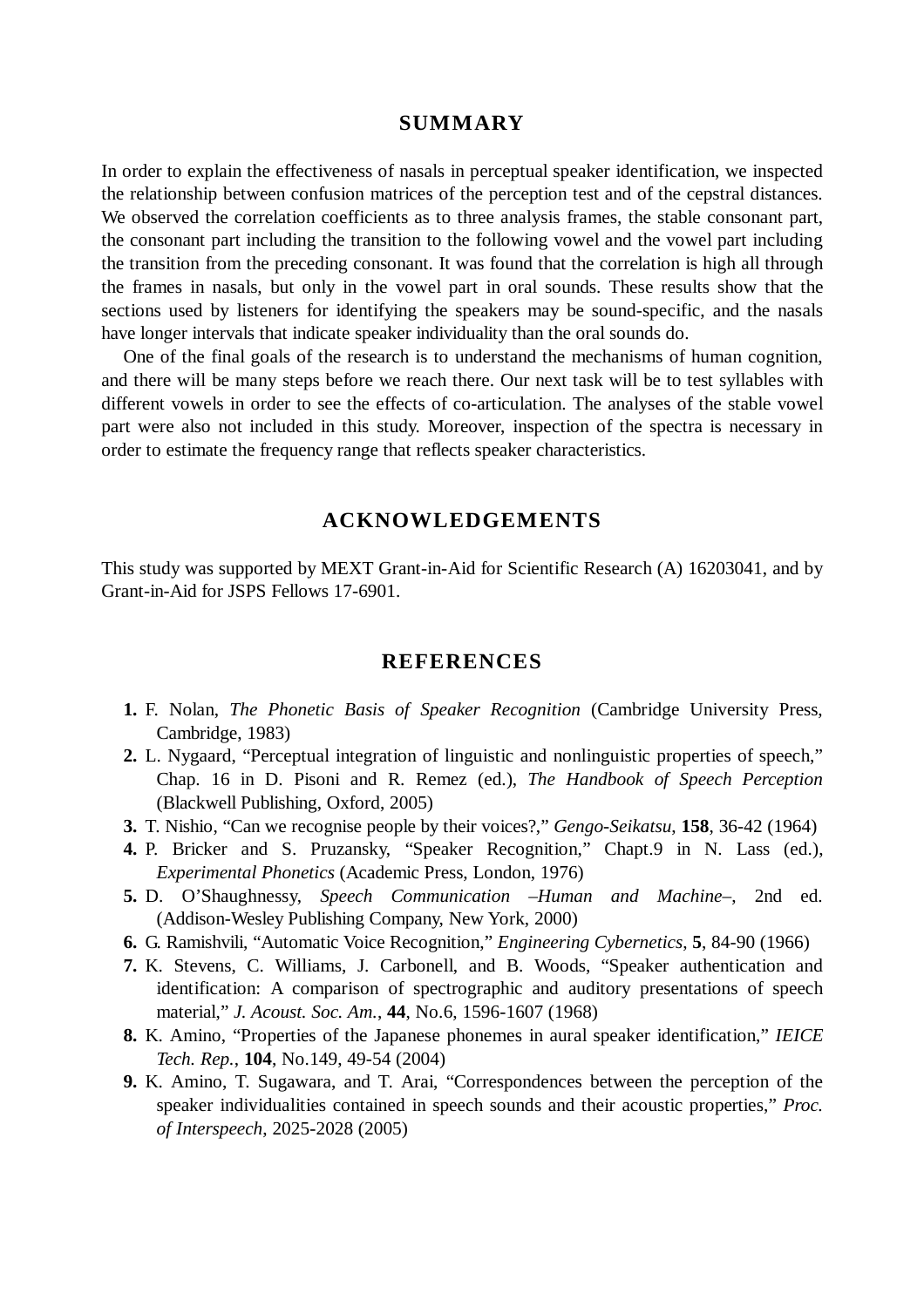## SUMMARY

In order to explain the effectiveness of nasals in perceptual speaker identification, we inspected the relationship between confusion matrices of the perception test and of the cepstral distances. We observed the correlation coefficients as to three analysis frames, the stable consonant part, the consonant part including the transition to the following vowel and the vowel part including the transition from the preceding consonant. It was found that the correlation is high all through the frames in nasals, but only in the vowel part in oral sounds. These results show that the sections used by listeners for identifying the speakers may be sound-specific, and the nasals have longer intervals that indicate speaker individuality than the oral sounds do.

One of the final goals of the research is to understand the mechanisms of human cognition, and there will be many steps before we reach there. Our next task will be to test syllables with different vowels in order to see the effects of co-articulation. The analyses of the stable vowel part were also not included in this study. Moreover, inspection of the spectra is necessary in order to estimate the frequency range that reflects speaker characteristics.

## ACKNOWLEDGEMENTS

This study was supported by MEXT Grant-in-Aid for Scientific Research (A) 16203041, and by Grant-in-Aid for JSPS Fellows 17-6901.

## REFERENCES

1. F. Nolan, *The Phonetic Basis of Speaker Recognition* (Cambridge University Press, Cambridge, 1983)
2. L. Nygaard, “Perceptual integration of linguistic and nonlinguistic properties of speech,” Chap. 16 in D. Pisoni and R. Remez (ed.), *The Handbook of Speech Perception* (Blackwell Publishing, Oxford, 2005)
3. T. Nishio, “Can we recognise people by their voices?,” *Gengo-Seikatsu*, **158**, 36-42 (1964)
4. P. Bricker and S. Pruzansky, “Speaker Recognition,” Chapt.9 in N. Lass (ed.), *Experimental Phonetics* (Academic Press, London, 1976)
5. D. O’Shaughnessy, *Speech Communication –Human and Machine–*, 2nd ed. (Addison-Wesley Publishing Company, New York, 2000)
6. G. Ramishvili, “Automatic Voice Recognition,” *Engineering Cybernetics*, **5**, 84-90 (1966)
7. K. Stevens, C. Williams, J. Carbonell, and B. Woods, “Speaker authentication and identification: A comparison of spectrographic and auditory presentations of speech material,” *J. Acoust. Soc. Am.*, **44**, No.6, 1596-1607 (1968)
8. K. Amino, “Properties of the Japanese phonemes in aural speaker identification,” *IEICE Tech. Rep.*, **104**, No.149, 49-54 (2004)
9. K. Amino, T. Sugawara, and T. Arai, “Correspondences between the perception of the speaker individualities contained in speech sounds and their acoustic properties,” *Proc. of Interspeech*, 2025-2028 (2005)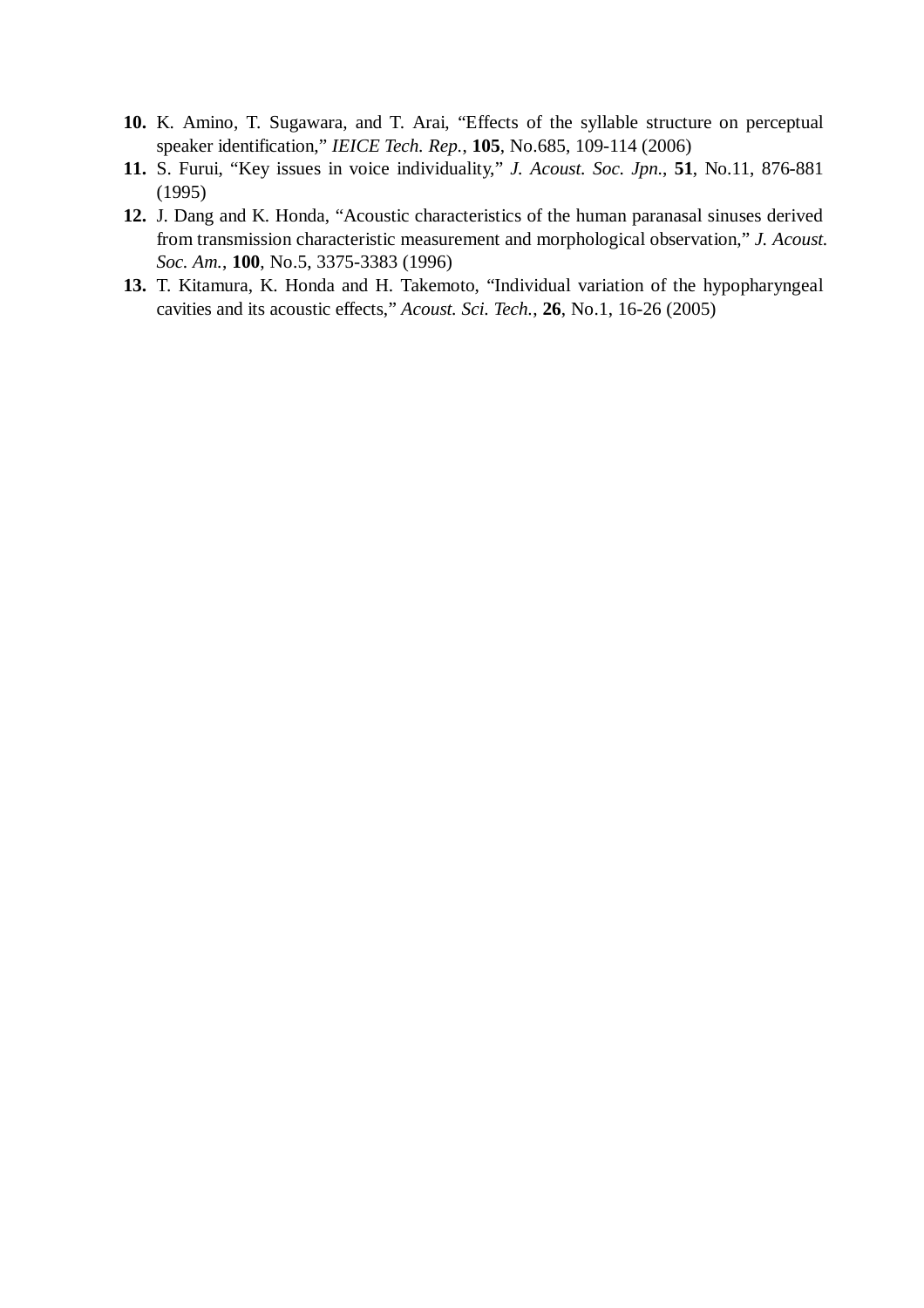10. K. Amino, T. Sugawara, and T. Arai, "Effects of the syllable structure on perceptual speaker identification," *IEICE Tech. Rep.*, **105**, No.685, 109-114 (2006)
11. S. Furui, "Key issues in voice individuality," *J. Acoust. Soc. Jpn.*, **51**, No.11, 876-881 (1995)
12. J. Dang and K. Honda, "Acoustic characteristics of the human paranasal sinuses derived from transmission characteristic measurement and morphological observation," *J. Acoust. Soc. Am.*, **100**, No.5, 3375-3383 (1996)
13. T. Kitamura, K. Honda and H. Takemoto, "Individual variation of the hypopharyngeal cavities and its acoustic effects," *Acoust. Sci. Tech.*, **26**, No.1, 16-26 (2005)